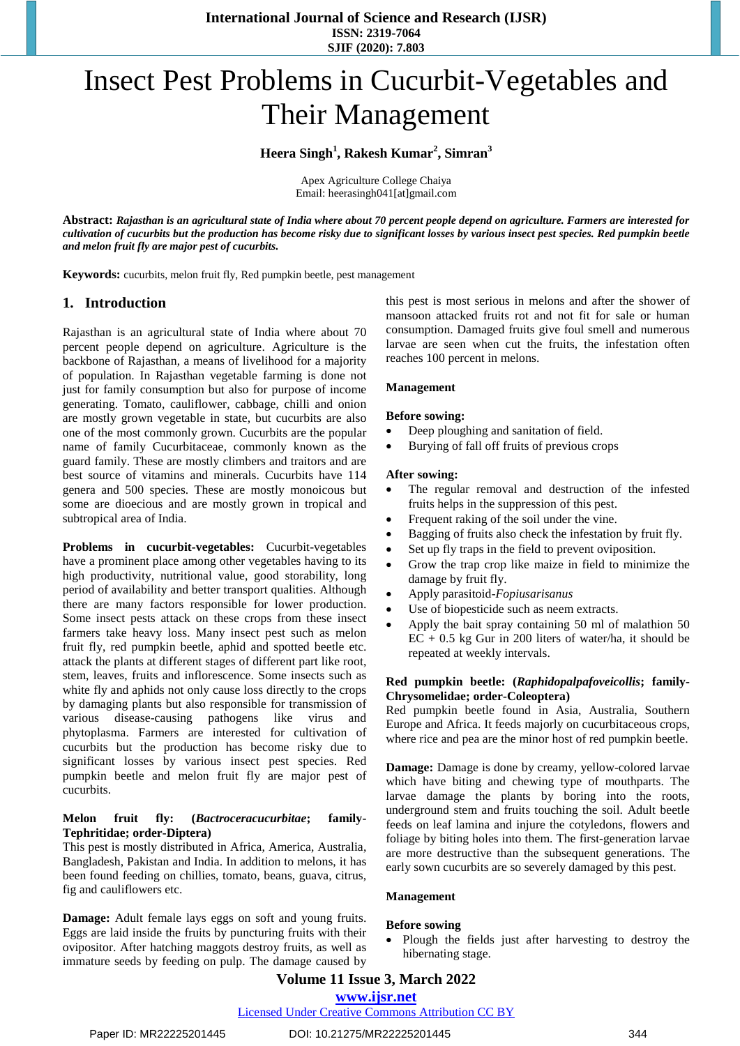# Insect Pest Problems in Cucurbit-Vegetables and Their Management

**Heera Singh[1], Rakesh Kumar[2], Simran[3]**

Apex Agriculture College Chaiya
Email: heerasingh041[at]gmail.com

**Abstract:** ***Rajasthan is an agricultural state of India where about 70 percent people depend on agriculture. Farmers are interested for cultivation of cucurbits but the production has become risky due to significant losses by various insect pest species. Red pumpkin beetle and melon fruit fly are major pest of cucurbits.***

**Keywords:** cucurbits, melon fruit fly, Red pumpkin beetle, pest management

## 1. Introduction

Rajasthan is an agricultural state of India where about 70 percent people depend on agriculture. Agriculture is the backbone of Rajasthan, a means of livelihood for a majority of population. In Rajasthan vegetable farming is done not just for family consumption but also for purpose of income generating. Tomato, cauliflower, cabbage, chilli and onion are mostly grown vegetable in state, but cucurbits are also one of the most commonly grown. Cucurbits are the popular name of family Cucurbitaceae, commonly known as the guard family. These are mostly climbers and traitors and are best source of vitamins and minerals. Cucurbits have 114 genera and 500 species. These are mostly monoicous but some are dioecious and are mostly grown in tropical and subtropical area of India.

**Problems in cucurbit-vegetables:** Cucurbit-vegetables have a prominent place among other vegetables having to its high productivity, nutritional value, good storability, long period of availability and better transport qualities. Although there are many factors responsible for lower production. Some insect pests attack on these crops from these insect farmers take heavy loss. Many insect pest such as melon fruit fly, red pumpkin beetle, aphid and spotted beetle etc. attack the plants at different stages of different part like root, stem, leaves, fruits and inflorescence. Some insects such as white fly and aphids not only cause loss directly to the crops by damaging plants but also responsible for transmission of various disease-causing pathogens like virus and phytoplasma. Farmers are interested for cultivation of cucurbits but the production has become risky due to significant losses by various insect pest species. Red pumpkin beetle and melon fruit fly are major pest of cucurbits.

**Melon fruit fly: (*Bactroceracucurbitae*; family-Tephritidae; order-Diptera)**
This pest is mostly distributed in Africa, America, Australia, Bangladesh, Pakistan and India. In addition to melons, it has been found feeding on chillies, tomato, beans, guava, citrus, fig and cauliflowers etc.

**Damage:** Adult female lays eggs on soft and young fruits. Eggs are laid inside the fruits by puncturing fruits with their ovipositor. After hatching maggots destroy fruits, as well as immature seeds by feeding on pulp. The damage caused by this pest is most serious in melons and after the shower of mansoon attacked fruits rot and not fit for sale or human consumption. Damaged fruits give foul smell and numerous larvae are seen when cut the fruits, the infestation often reaches 100 percent in melons.

**Management**

**Before sowing:**

- Deep ploughing and sanitation of field.
- Burying of fall off fruits of previous crops

**After sowing:**

- The regular removal and destruction of the infested fruits helps in the suppression of this pest.
- Frequent raking of the soil under the vine.
- Bagging of fruits also check the infestation by fruit fly.
- Set up fly traps in the field to prevent oviposition.
- Grow the trap crop like maize in field to minimize the damage by fruit fly.
- Apply parasitoid-*Fopiusarisanus*
- Use of biopesticide such as neem extracts.
- Apply the bait spray containing 50 ml of malathion 50 EC + 0.5 kg Gur in 200 liters of water/ha, it should be repeated at weekly intervals.

**Red pumpkin beetle: (*Raphidopalpafoveicollis*; family-Chrysomelidae; order-Coleoptera)**
Red pumpkin beetle found in Asia, Australia, Southern Europe and Africa. It feeds majorly on cucurbitaceous crops, where rice and pea are the minor host of red pumpkin beetle.

**Damage:** Damage is done by creamy, yellow-colored larvae which have biting and chewing type of mouthparts. The larvae damage the plants by boring into the roots, underground stem and fruits touching the soil. Adult beetle feeds on leaf lamina and injure the cotyledons, flowers and foliage by biting holes into them. The first-generation larvae are more destructive than the subsequent generations. The early sown cucurbits are so severely damaged by this pest.

**Management**

**Before sowing**

- Plough the fields just after harvesting to destroy the hibernating stage.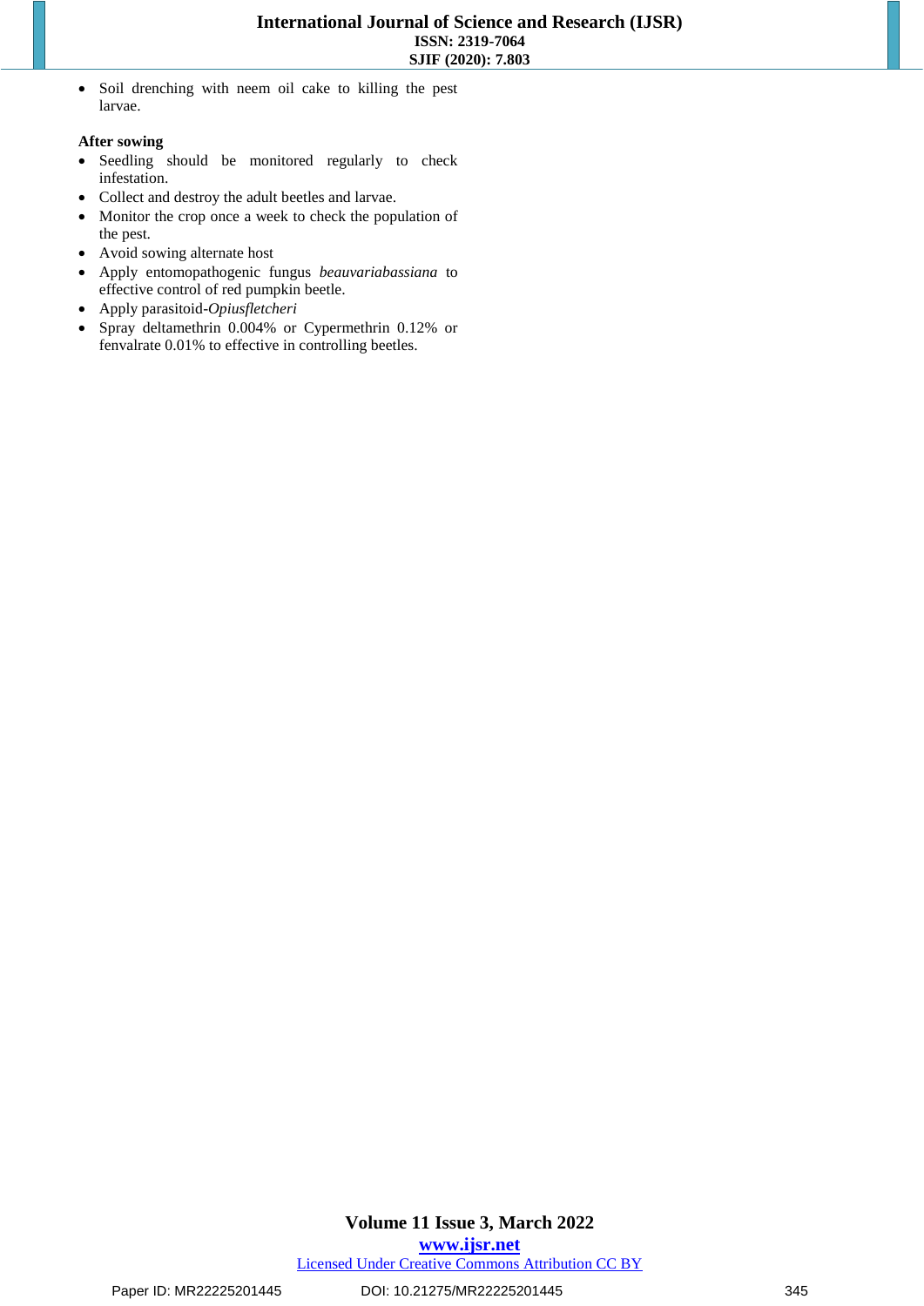- Soil drenching with neem oil cake to killing the pest larvae.

**After sowing**

- Seedling should be monitored regularly to check infestation.
- Collect and destroy the adult beetles and larvae.
- Monitor the crop once a week to check the population of the pest.
- Avoid sowing alternate host
- Apply entomopathogenic fungus *beauvariabassiana* to effective control of red pumpkin beetle.
- Apply parasitoid-*Opiusfletcheri*
- Spray deltamethrin 0.004% or Cypermethrin 0.12% or fenvalrate 0.01% to effective in controlling beetles.